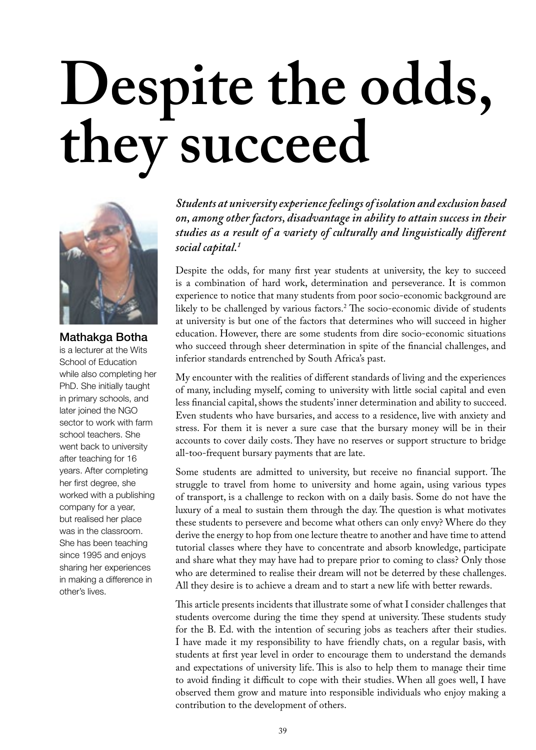# Despite the odds, they succeed

**Mathakga Botha** is a lecturer at the Wits School of Education while also completing her PhD. She initially taught in primary schools, and later joined the NGO sector to work with farm school teachers. She went back to university after teaching for 16 years. After completing her first degree, she worked with a publishing company for a year, but realised her place was in the classroom. She has been teaching since 1995 and enjoys sharing her experiences in making a difference in other's lives.

***Students at university experience feelings of isolation and exclusion based on, among other factors, disadvantage in ability to attain success in their studies as a result of a variety of culturally and linguistically different social capital.[1]***

Despite the odds, for many first year students at university, the key to succeed is a combination of hard work, determination and perseverance. It is common experience to notice that many students from poor socio-economic background are likely to be challenged by various factors.[2] The socio-economic divide of students at university is but one of the factors that determines who will succeed in higher education. However, there are some students from dire socio-economic situations who succeed through sheer determination in spite of the financial challenges, and inferior standards entrenched by South Africa's past.

My encounter with the realities of different standards of living and the experiences of many, including myself, coming to university with little social capital and even less financial capital, shows the students' inner determination and ability to succeed. Even students who have bursaries, and access to a residence, live with anxiety and stress. For them it is never a sure case that the bursary money will be in their accounts to cover daily costs. They have no reserves or support structure to bridge all-too-frequent bursary payments that are late.

Some students are admitted to university, but receive no financial support. The struggle to travel from home to university and home again, using various types of transport, is a challenge to reckon with on a daily basis. Some do not have the luxury of a meal to sustain them through the day. The question is what motivates these students to persevere and become what others can only envy? Where do they derive the energy to hop from one lecture theatre to another and have time to attend tutorial classes where they have to concentrate and absorb knowledge, participate and share what they may have had to prepare prior to coming to class? Only those who are determined to realise their dream will not be deterred by these challenges. All they desire is to achieve a dream and to start a new life with better rewards.

This article presents incidents that illustrate some of what I consider challenges that students overcome during the time they spend at university. These students study for the B. Ed. with the intention of securing jobs as teachers after their studies. I have made it my responsibility to have friendly chats, on a regular basis, with students at first year level in order to encourage them to understand the demands and expectations of university life. This is also to help them to manage their time to avoid finding it difficult to cope with their studies. When all goes well, I have observed them grow and mature into responsible individuals who enjoy making a contribution to the development of others.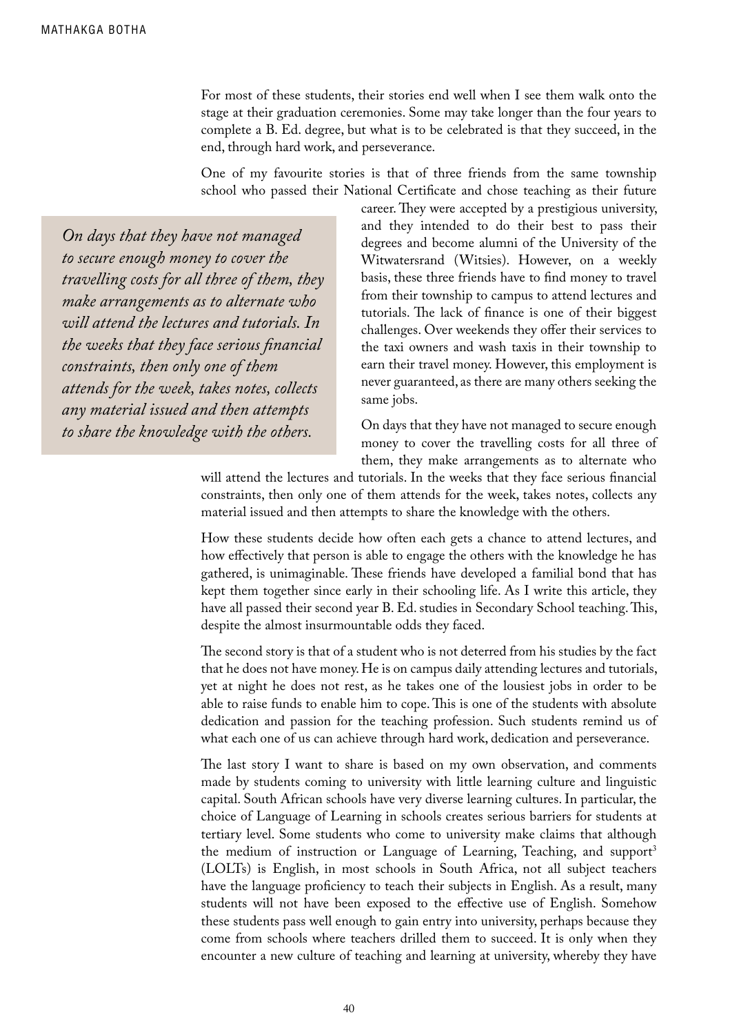For most of these students, their stories end well when I see them walk onto the stage at their graduation ceremonies. Some may take longer than the four years to complete a B. Ed. degree, but what is to be celebrated is that they succeed, in the end, through hard work, and perseverance.

One of my favourite stories is that of three friends from the same township school who passed their National Certificate and chose teaching as their future career. They were accepted by a prestigious university, and they intended to do their best to pass their degrees and become alumni of the University of the Witwatersrand (Witsies). However, on a weekly basis, these three friends have to find money to travel from their township to campus to attend lectures and tutorials. The lack of finance is one of their biggest challenges. Over weekends they offer their services to the taxi owners and wash taxis in their township to earn their travel money. However, this employment is never guaranteed, as there are many others seeking the same jobs.

> *On days that they have not managed to secure enough money to cover the travelling costs for all three of them, they make arrangements as to alternate who will attend the lectures and tutorials. In the weeks that they face serious financial constraints, then only one of them attends for the week, takes notes, collects any material issued and then attempts to share the knowledge with the others.*

On days that they have not managed to secure enough money to cover the travelling costs for all three of them, they make arrangements as to alternate who will attend the lectures and tutorials. In the weeks that they face serious financial constraints, then only one of them attends for the week, takes notes, collects any material issued and then attempts to share the knowledge with the others.

How these students decide how often each gets a chance to attend lectures, and how effectively that person is able to engage the others with the knowledge he has gathered, is unimaginable. These friends have developed a familial bond that has kept them together since early in their schooling life. As I write this article, they have all passed their second year B. Ed. studies in Secondary School teaching. This, despite the almost insurmountable odds they faced.

The second story is that of a student who is not deterred from his studies by the fact that he does not have money. He is on campus daily attending lectures and tutorials, yet at night he does not rest, as he takes one of the lousiest jobs in order to be able to raise funds to enable him to cope. This is one of the students with absolute dedication and passion for the teaching profession. Such students remind us of what each one of us can achieve through hard work, dedication and perseverance.

The last story I want to share is based on my own observation, and comments made by students coming to university with little learning culture and linguistic capital. South African schools have very diverse learning cultures. In particular, the choice of Language of Learning in schools creates serious barriers for students at tertiary level. Some students who come to university make claims that although the medium of instruction or Language of Learning, Teaching, and support[3] (LOLTs) is English, in most schools in South Africa, not all subject teachers have the language proficiency to teach their subjects in English. As a result, many students will not have been exposed to the effective use of English. Somehow these students pass well enough to gain entry into university, perhaps because they come from schools where teachers drilled them to succeed. It is only when they encounter a new culture of teaching and learning at university, whereby they have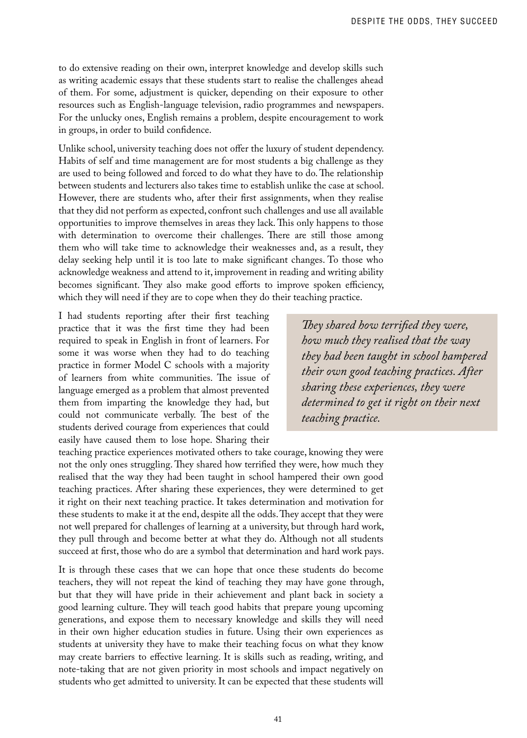to do extensive reading on their own, interpret knowledge and develop skills such as writing academic essays that these students start to realise the challenges ahead of them. For some, adjustment is quicker, depending on their exposure to other resources such as English-language television, radio programmes and newspapers. For the unlucky ones, English remains a problem, despite encouragement to work in groups, in order to build confidence.

Unlike school, university teaching does not offer the luxury of student dependency. Habits of self and time management are for most students a big challenge as they are used to being followed and forced to do what they have to do. The relationship between students and lecturers also takes time to establish unlike the case at school. However, there are students who, after their first assignments, when they realise that they did not perform as expected, confront such challenges and use all available opportunities to improve themselves in areas they lack. This only happens to those with determination to overcome their challenges. There are still those among them who will take time to acknowledge their weaknesses and, as a result, they delay seeking help until it is too late to make significant changes. To those who acknowledge weakness and attend to it, improvement in reading and writing ability becomes significant. They also make good efforts to improve spoken efficiency, which they will need if they are to cope when they do their teaching practice.

I had students reporting after their first teaching practice that it was the first time they had been required to speak in English in front of learners. For some it was worse when they had to do teaching practice in former Model C schools with a majority of learners from white communities. The issue of language emerged as a problem that almost prevented them from imparting the knowledge they had, but could not communicate verbally. The best of the students derived courage from experiences that could easily have caused them to lose hope. Sharing their teaching practice experiences motivated others to take courage, knowing they were not the only ones struggling. They shared how terrified they were, how much they realised that the way they had been taught in school hampered their own good teaching practices. After sharing these experiences, they were determined to get it right on their next teaching practice. It takes determination and motivation for these students to make it at the end, despite all the odds. They accept that they were not well prepared for challenges of learning at a university, but through hard work, they pull through and become better at what they do. Although not all students succeed at first, those who do are a symbol that determination and hard work pays.

> *They shared how terrified they were, how much they realised that the way they had been taught in school hampered their own good teaching practices. After sharing these experiences, they were determined to get it right on their next teaching practice.*

It is through these cases that we can hope that once these students do become teachers, they will not repeat the kind of teaching they may have gone through, but that they will have pride in their achievement and plant back in society a good learning culture. They will teach good habits that prepare young upcoming generations, and expose them to necessary knowledge and skills they will need in their own higher education studies in future. Using their own experiences as students at university they have to make their teaching focus on what they know may create barriers to effective learning. It is skills such as reading, writing, and note-taking that are not given priority in most schools and impact negatively on students who get admitted to university. It can be expected that these students will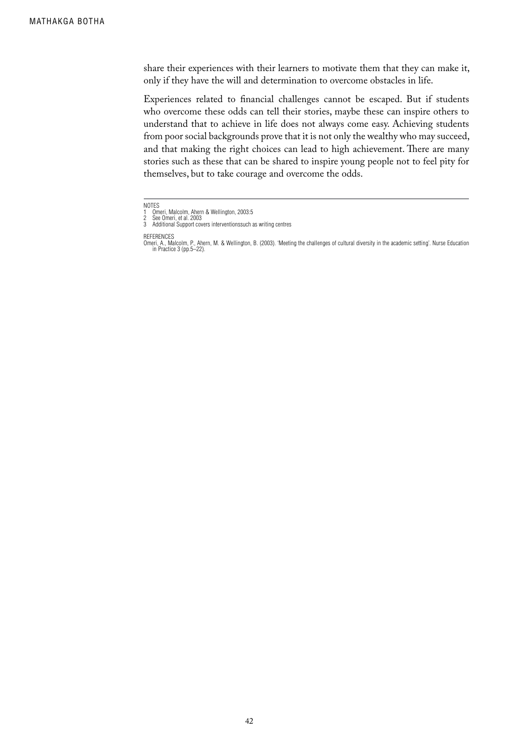share their experiences with their learners to motivate them that they can make it, only if they have the will and determination to overcome obstacles in life.

Experiences related to financial challenges cannot be escaped. But if students who overcome these odds can tell their stories, maybe these can inspire others to understand that to achieve in life does not always come easy. Achieving students from poor social backgrounds prove that it is not only the wealthy who may succeed, and that making the right choices can lead to high achievement. There are many stories such as these that can be shared to inspire young people not to feel pity for themselves, but to take courage and overcome the odds.

NOTES

1. Omeri, Malcolm, Ahern & Wellington, 2003:5
2. See Omeri, et al. 2003
3. Additional Support covers interventionssuch as writing centres

REFERENCES

Omeri, A., Malcolm, P., Ahern, M. & Wellington, B. (2003). 'Meeting the challenges of cultural diversity in the academic setting'. Nurse Education in Practice 3 (pp.5–22).